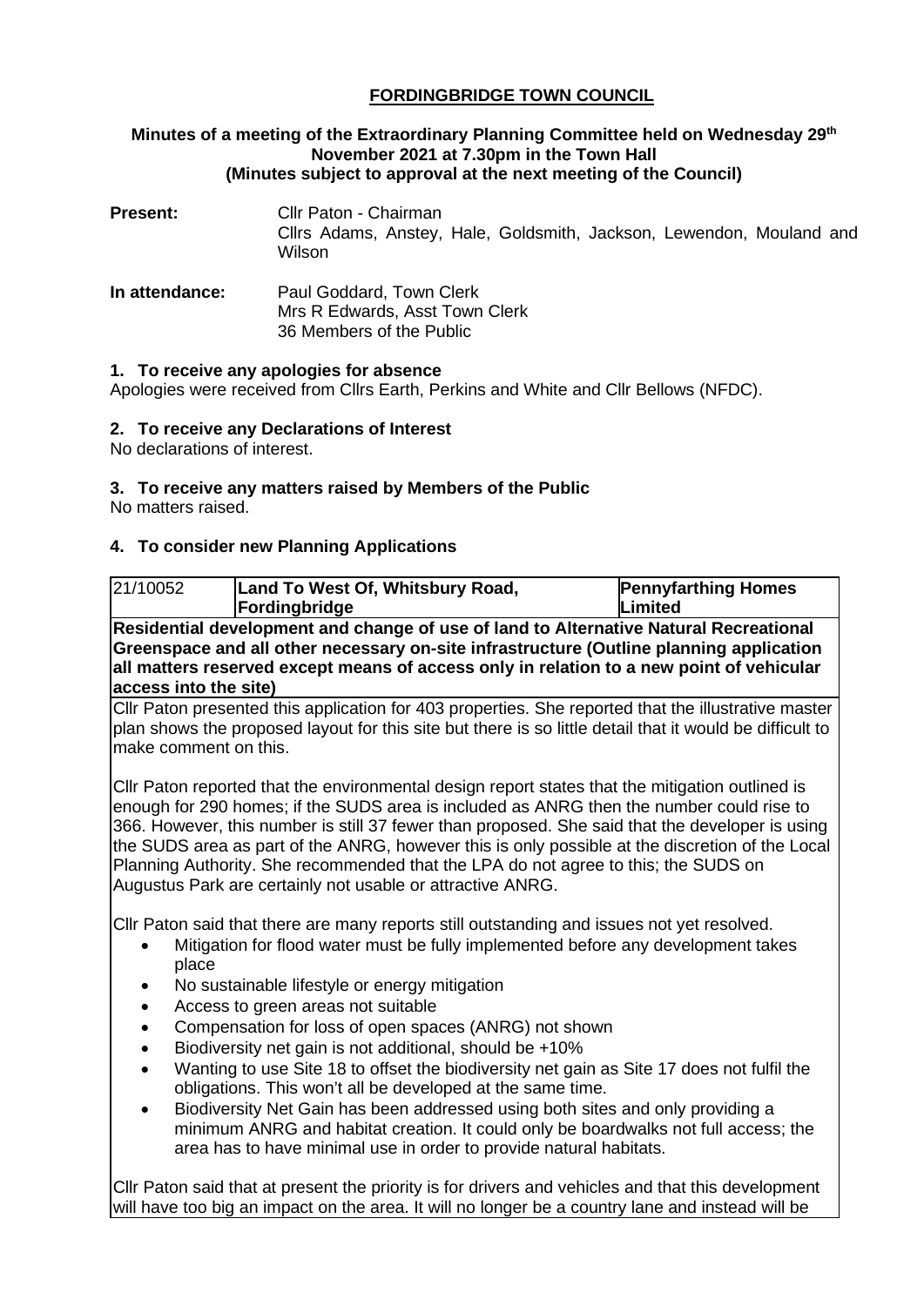# FORDINGBRIDGE TOWN COUNCIL

**Minutes of a meeting of the Extraordinary Planning Committee held on Wednesday 29th November 2021 at 7.30pm in the Town Hall**
**(Minutes subject to approval at the next meeting of the Council)**

**Present:** Cllr Paton - Chairman
Cllrs Adams, Anstey, Hale, Goldsmith, Jackson, Lewendon, Mouland and Wilson

**In attendance:** Paul Goddard, Town Clerk
Mrs R Edwards, Asst Town Clerk
36 Members of the Public

## 1. To receive any apologies for absence

Apologies were received from Cllrs Earth, Perkins and White and Cllr Bellows (NFDC).

## 2. To receive any Declarations of Interest

No declarations of interest.

## 3. To receive any matters raised by Members of the Public

No matters raised.

## 4. To consider new Planning Applications

| 21/10052 | **Land To West Of, Whitsbury Road, Fordingbridge** | **Pennyfarthing Homes Limited** |
|---|---|---|

**Residential development and change of use of land to Alternative Natural Recreational Greenspace and all other necessary on-site infrastructure (Outline planning application all matters reserved except means of access only in relation to a new point of vehicular access into the site)**

Cllr Paton presented this application for 403 properties. She reported that the illustrative master plan shows the proposed layout for this site but there is so little detail that it would be difficult to make comment on this.

Cllr Paton reported that the environmental design report states that the mitigation outlined is enough for 290 homes; if the SUDS area is included as ANRG then the number could rise to 366. However, this number is still 37 fewer than proposed. She said that the developer is using the SUDS area as part of the ANRG, however this is only possible at the discretion of the Local Planning Authority. She recommended that the LPA do not agree to this; the SUDS on Augustus Park are certainly not usable or attractive ANRG.

Cllr Paton said that there are many reports still outstanding and issues not yet resolved.

- Mitigation for flood water must be fully implemented before any development takes place
- No sustainable lifestyle or energy mitigation
- Access to green areas not suitable
- Compensation for loss of open spaces (ANRG) not shown
- Biodiversity net gain is not additional, should be +10%
- Wanting to use Site 18 to offset the biodiversity net gain as Site 17 does not fulfil the obligations. This won't all be developed at the same time.
- Biodiversity Net Gain has been addressed using both sites and only providing a minimum ANRG and habitat creation. It could only be boardwalks not full access; the area has to have minimal use in order to provide natural habitats.

Cllr Paton said that at present the priority is for drivers and vehicles and that this development will have too big an impact on the area. It will no longer be a country lane and instead will be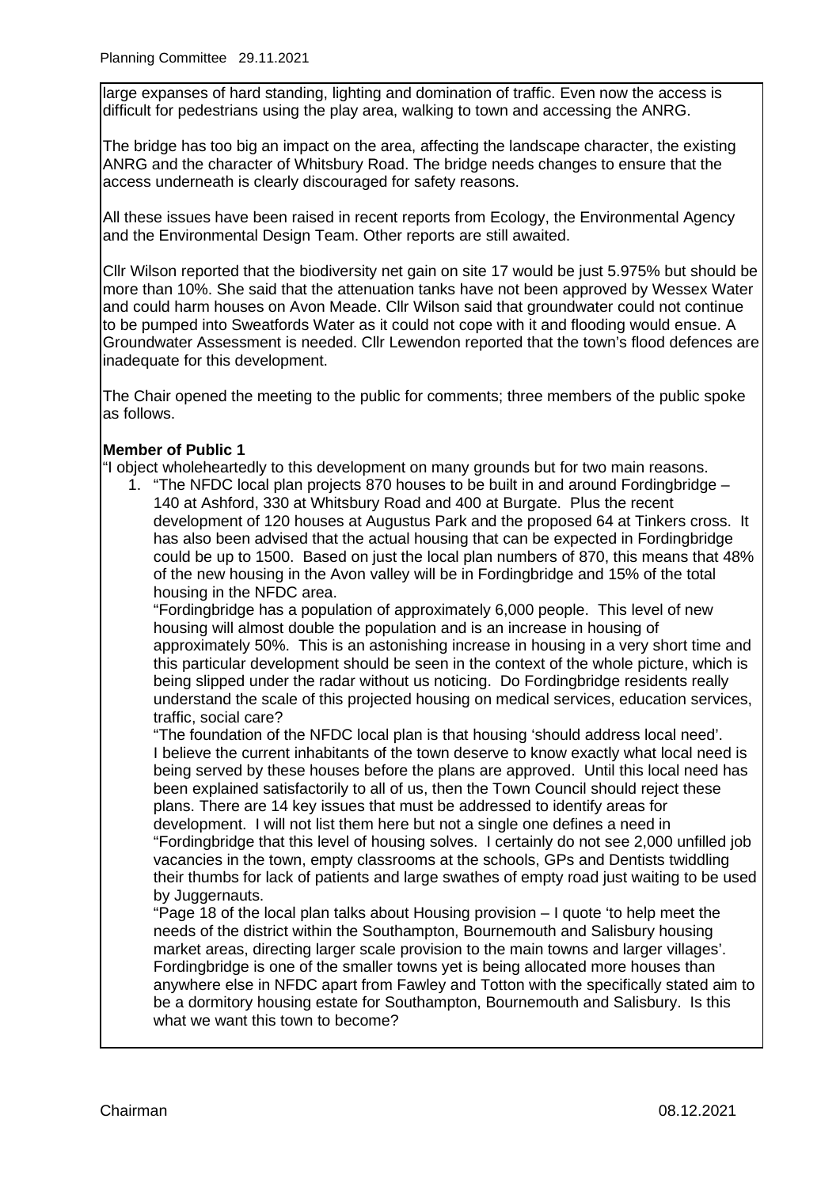large expanses of hard standing, lighting and domination of traffic. Even now the access is difficult for pedestrians using the play area, walking to town and accessing the ANRG.

The bridge has too big an impact on the area, affecting the landscape character, the existing ANRG and the character of Whitsbury Road. The bridge needs changes to ensure that the access underneath is clearly discouraged for safety reasons.

All these issues have been raised in recent reports from Ecology, the Environmental Agency and the Environmental Design Team. Other reports are still awaited.

Cllr Wilson reported that the biodiversity net gain on site 17 would be just 5.975% but should be more than 10%. She said that the attenuation tanks have not been approved by Wessex Water and could harm houses on Avon Meade. Cllr Wilson said that groundwater could not continue to be pumped into Sweatfords Water as it could not cope with it and flooding would ensue. A Groundwater Assessment is needed. Cllr Lewendon reported that the town's flood defences are inadequate for this development.

The Chair opened the meeting to the public for comments; three members of the public spoke as follows.

**Member of Public 1**

"I object wholeheartedly to this development on many grounds but for two main reasons.

1. "The NFDC local plan projects 870 houses to be built in and around Fordingbridge – 140 at Ashford, 330 at Whitsbury Road and 400 at Burgate. Plus the recent development of 120 houses at Augustus Park and the proposed 64 at Tinkers cross. It has also been advised that the actual housing that can be expected in Fordingbridge could be up to 1500. Based on just the local plan numbers of 870, this means that 48% of the new housing in the Avon valley will be in Fordingbridge and 15% of the total housing in the NFDC area.

   "Fordingbridge has a population of approximately 6,000 people. This level of new housing will almost double the population and is an increase in housing of approximately 50%. This is an astonishing increase in housing in a very short time and this particular development should be seen in the context of the whole picture, which is being slipped under the radar without us noticing. Do Fordingbridge residents really understand the scale of this projected housing on medical services, education services, traffic, social care?

   "The foundation of the NFDC local plan is that housing 'should address local need'. I believe the current inhabitants of the town deserve to know exactly what local need is being served by these houses before the plans are approved. Until this local need has been explained satisfactorily to all of us, then the Town Council should reject these plans. There are 14 key issues that must be addressed to identify areas for development. I will not list them here but not a single one defines a need in "Fordingbridge that this level of housing solves. I certainly do not see 2,000 unfilled job vacancies in the town, empty classrooms at the schools, GPs and Dentists twiddling their thumbs for lack of patients and large swathes of empty road just waiting to be used by Juggernauts.

   "Page 18 of the local plan talks about Housing provision – I quote 'to help meet the needs of the district within the Southampton, Bournemouth and Salisbury housing market areas, directing larger scale provision to the main towns and larger villages'. Fordingbridge is one of the smaller towns yet is being allocated more houses than anywhere else in NFDC apart from Fawley and Totton with the specifically stated aim to be a dormitory housing estate for Southampton, Bournemouth and Salisbury. Is this what we want this town to become?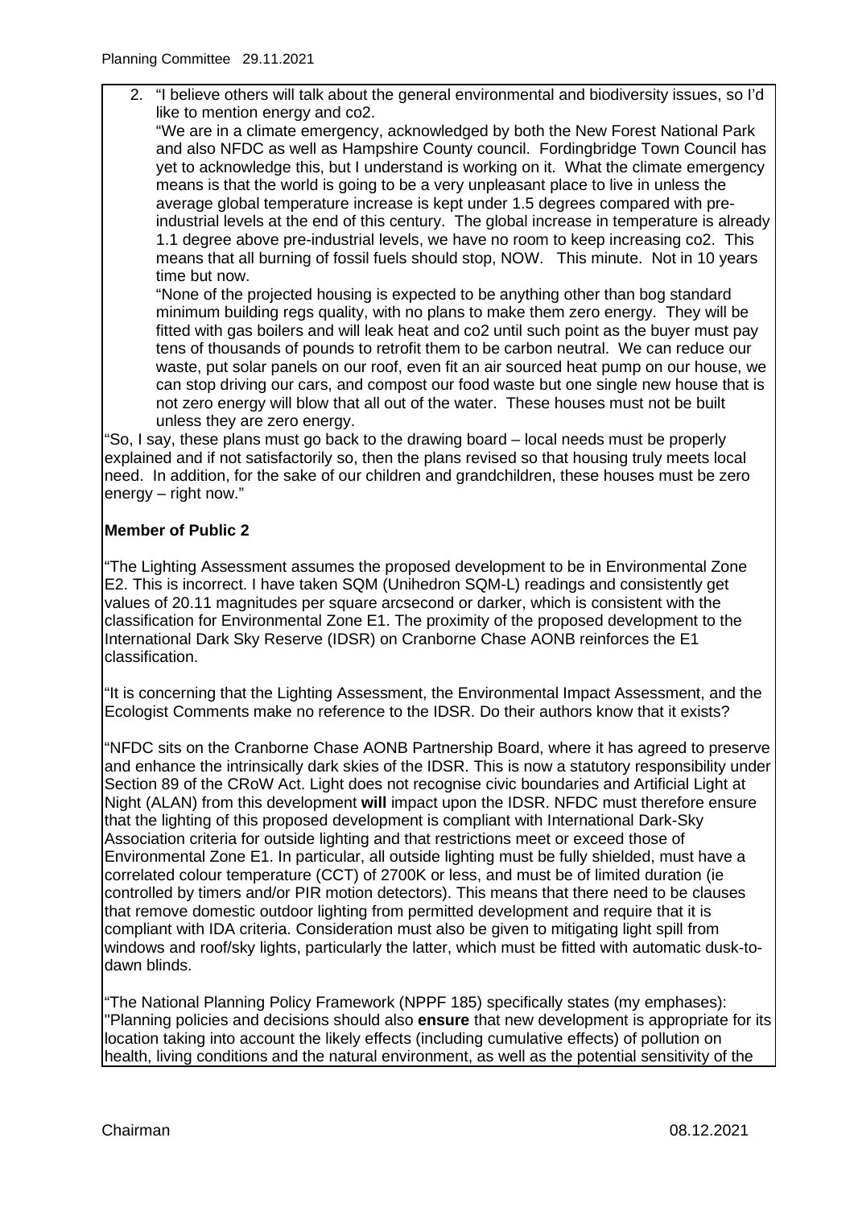2. "I believe others will talk about the general environmental and biodiversity issues, so I'd like to mention energy and co2.

   "We are in a climate emergency, acknowledged by both the New Forest National Park and also NFDC as well as Hampshire County council. Fordingbridge Town Council has yet to acknowledge this, but I understand is working on it. What the climate emergency means is that the world is going to be a very unpleasant place to live in unless the average global temperature increase is kept under 1.5 degrees compared with pre-industrial levels at the end of this century. The global increase in temperature is already 1.1 degree above pre-industrial levels, we have no room to keep increasing co2. This means that all burning of fossil fuels should stop, NOW. This minute. Not in 10 years time but now.

   "None of the projected housing is expected to be anything other than bog standard minimum building regs quality, with no plans to make them zero energy. They will be fitted with gas boilers and will leak heat and co2 until such point as the buyer must pay tens of thousands of pounds to retrofit them to be carbon neutral. We can reduce our waste, put solar panels on our roof, even fit an air sourced heat pump on our house, we can stop driving our cars, and compost our food waste but one single new house that is not zero energy will blow that all out of the water. These houses must not be built unless they are zero energy.

"So, I say, these plans must go back to the drawing board – local needs must be properly explained and if not satisfactorily so, then the plans revised so that housing truly meets local need. In addition, for the sake of our children and grandchildren, these houses must be zero energy – right now."

**Member of Public 2**

"The Lighting Assessment assumes the proposed development to be in Environmental Zone E2. This is incorrect. I have taken SQM (Unihedron SQM-L) readings and consistently get values of 20.11 magnitudes per square arcsecond or darker, which is consistent with the classification for Environmental Zone E1. The proximity of the proposed development to the International Dark Sky Reserve (IDSR) on Cranborne Chase AONB reinforces the E1 classification.

"It is concerning that the Lighting Assessment, the Environmental Impact Assessment, and the Ecologist Comments make no reference to the IDSR. Do their authors know that it exists?

"NFDC sits on the Cranborne Chase AONB Partnership Board, where it has agreed to preserve and enhance the intrinsically dark skies of the IDSR. This is now a statutory responsibility under Section 89 of the CRoW Act. Light does not recognise civic boundaries and Artificial Light at Night (ALAN) from this development **will** impact upon the IDSR. NFDC must therefore ensure that the lighting of this proposed development is compliant with International Dark-Sky Association criteria for outside lighting and that restrictions meet or exceed those of Environmental Zone E1. In particular, all outside lighting must be fully shielded, must have a correlated colour temperature (CCT) of 2700K or less, and must be of limited duration (ie controlled by timers and/or PIR motion detectors). This means that there need to be clauses that remove domestic outdoor lighting from permitted development and require that it is compliant with IDA criteria. Consideration must also be given to mitigating light spill from windows and roof/sky lights, particularly the latter, which must be fitted with automatic dusk-to-dawn blinds.

"The National Planning Policy Framework (NPPF 185) specifically states (my emphases): "Planning policies and decisions should also **ensure** that new development is appropriate for its location taking into account the likely effects (including cumulative effects) of pollution on health, living conditions and the natural environment, as well as the potential sensitivity of the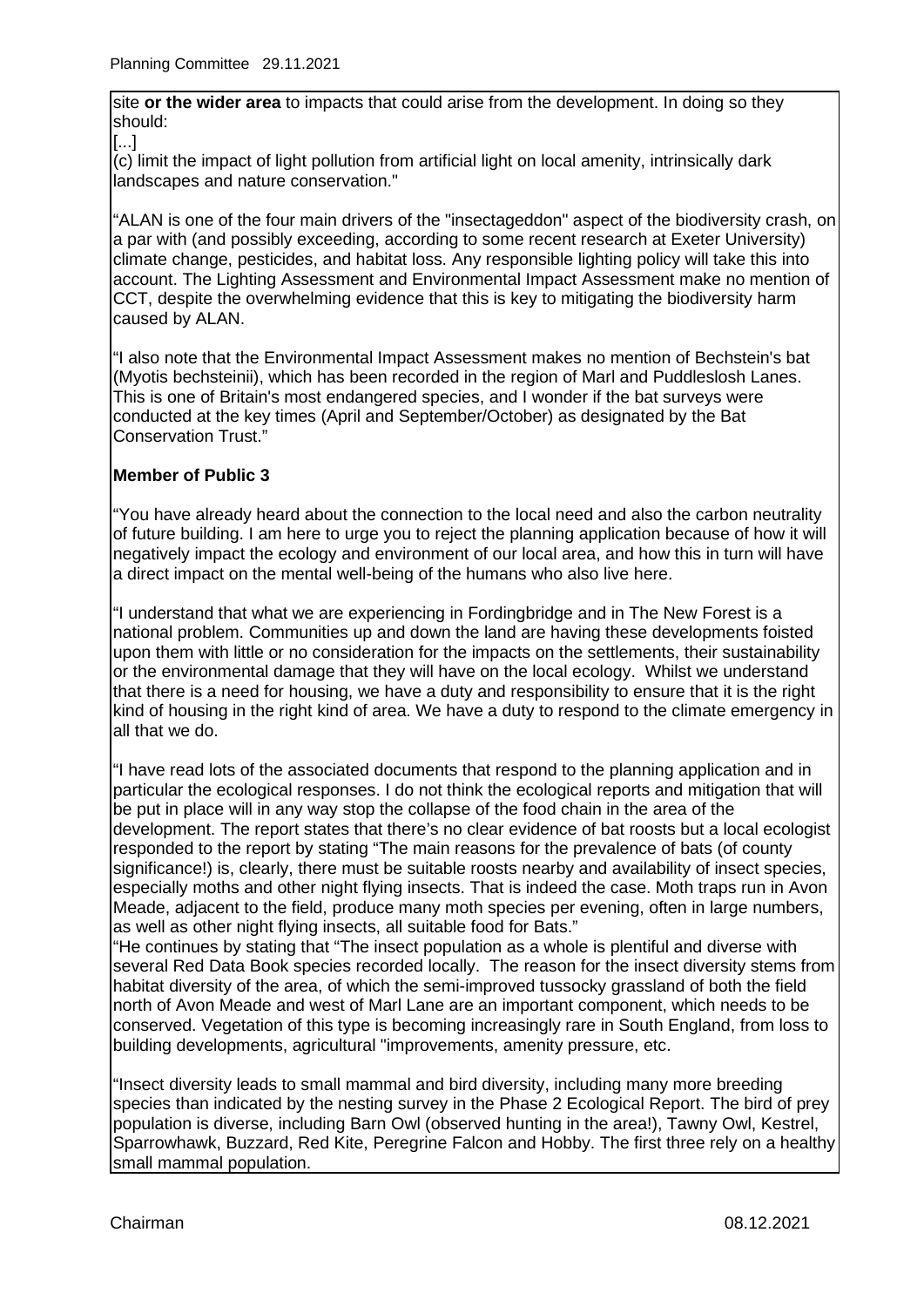site **or the wider area** to impacts that could arise from the development. In doing so they should:

[...]

(c) limit the impact of light pollution from artificial light on local amenity, intrinsically dark landscapes and nature conservation."

"ALAN is one of the four main drivers of the "insectageddon" aspect of the biodiversity crash, on a par with (and possibly exceeding, according to some recent research at Exeter University) climate change, pesticides, and habitat loss. Any responsible lighting policy will take this into account. The Lighting Assessment and Environmental Impact Assessment make no mention of CCT, despite the overwhelming evidence that this is key to mitigating the biodiversity harm caused by ALAN.

"I also note that the Environmental Impact Assessment makes no mention of Bechstein's bat (Myotis bechsteinii), which has been recorded in the region of Marl and Puddleslosh Lanes. This is one of Britain's most endangered species, and I wonder if the bat surveys were conducted at the key times (April and September/October) as designated by the Bat Conservation Trust."

**Member of Public 3**

"You have already heard about the connection to the local need and also the carbon neutrality of future building. I am here to urge you to reject the planning application because of how it will negatively impact the ecology and environment of our local area, and how this in turn will have a direct impact on the mental well-being of the humans who also live here.

"I understand that what we are experiencing in Fordingbridge and in The New Forest is a national problem. Communities up and down the land are having these developments foisted upon them with little or no consideration for the impacts on the settlements, their sustainability or the environmental damage that they will have on the local ecology. Whilst we understand that there is a need for housing, we have a duty and responsibility to ensure that it is the right kind of housing in the right kind of area. We have a duty to respond to the climate emergency in all that we do.

"I have read lots of the associated documents that respond to the planning application and in particular the ecological responses. I do not think the ecological reports and mitigation that will be put in place will in any way stop the collapse of the food chain in the area of the development. The report states that there's no clear evidence of bat roosts but a local ecologist responded to the report by stating "The main reasons for the prevalence of bats (of county significance!) is, clearly, there must be suitable roosts nearby and availability of insect species, especially moths and other night flying insects. That is indeed the case. Moth traps run in Avon Meade, adjacent to the field, produce many moth species per evening, often in large numbers, as well as other night flying insects, all suitable food for Bats."

"He continues by stating that "The insect population as a whole is plentiful and diverse with several Red Data Book species recorded locally. The reason for the insect diversity stems from habitat diversity of the area, of which the semi-improved tussocky grassland of both the field north of Avon Meade and west of Marl Lane are an important component, which needs to be conserved. Vegetation of this type is becoming increasingly rare in South England, from loss to building developments, agricultural "improvements, amenity pressure, etc.

"Insect diversity leads to small mammal and bird diversity, including many more breeding species than indicated by the nesting survey in the Phase 2 Ecological Report. The bird of prey population is diverse, including Barn Owl (observed hunting in the area!), Tawny Owl, Kestrel, Sparrowhawk, Buzzard, Red Kite, Peregrine Falcon and Hobby. The first three rely on a healthy small mammal population.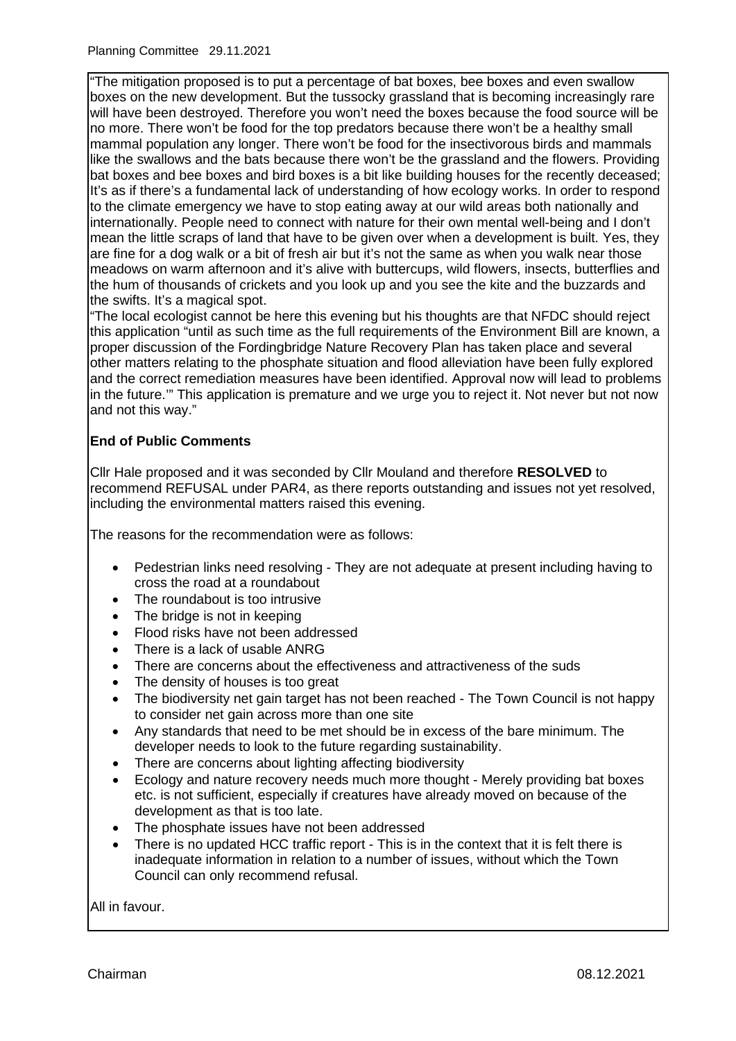"The mitigation proposed is to put a percentage of bat boxes, bee boxes and even swallow boxes on the new development. But the tussocky grassland that is becoming increasingly rare will have been destroyed. Therefore you won't need the boxes because the food source will be no more. There won't be food for the top predators because there won't be a healthy small mammal population any longer. There won't be food for the insectivorous birds and mammals like the swallows and the bats because there won't be the grassland and the flowers. Providing bat boxes and bee boxes and bird boxes is a bit like building houses for the recently deceased; It's as if there's a fundamental lack of understanding of how ecology works. In order to respond to the climate emergency we have to stop eating away at our wild areas both nationally and internationally. People need to connect with nature for their own mental well-being and I don't mean the little scraps of land that have to be given over when a development is built. Yes, they are fine for a dog walk or a bit of fresh air but it's not the same as when you walk near those meadows on warm afternoon and it's alive with buttercups, wild flowers, insects, butterflies and the hum of thousands of crickets and you look up and you see the kite and the buzzards and the swifts. It's a magical spot.

"The local ecologist cannot be here this evening but his thoughts are that NFDC should reject this application "until as such time as the full requirements of the Environment Bill are known, a proper discussion of the Fordingbridge Nature Recovery Plan has taken place and several other matters relating to the phosphate situation and flood alleviation have been fully explored and the correct remediation measures have been identified. Approval now will lead to problems in the future.'" This application is premature and we urge you to reject it. Not never but not now and not this way."

**End of Public Comments**

Cllr Hale proposed and it was seconded by Cllr Mouland and therefore **RESOLVED** to recommend REFUSAL under PAR4, as there reports outstanding and issues not yet resolved, including the environmental matters raised this evening.

The reasons for the recommendation were as follows:

- Pedestrian links need resolving - They are not adequate at present including having to cross the road at a roundabout
- The roundabout is too intrusive
- The bridge is not in keeping
- Flood risks have not been addressed
- There is a lack of usable ANRG
- There are concerns about the effectiveness and attractiveness of the suds
- The density of houses is too great
- The biodiversity net gain target has not been reached - The Town Council is not happy to consider net gain across more than one site
- Any standards that need to be met should be in excess of the bare minimum. The developer needs to look to the future regarding sustainability.
- There are concerns about lighting affecting biodiversity
- Ecology and nature recovery needs much more thought - Merely providing bat boxes etc. is not sufficient, especially if creatures have already moved on because of the development as that is too late.
- The phosphate issues have not been addressed
- There is no updated HCC traffic report - This is in the context that it is felt there is inadequate information in relation to a number of issues, without which the Town Council can only recommend refusal.

All in favour.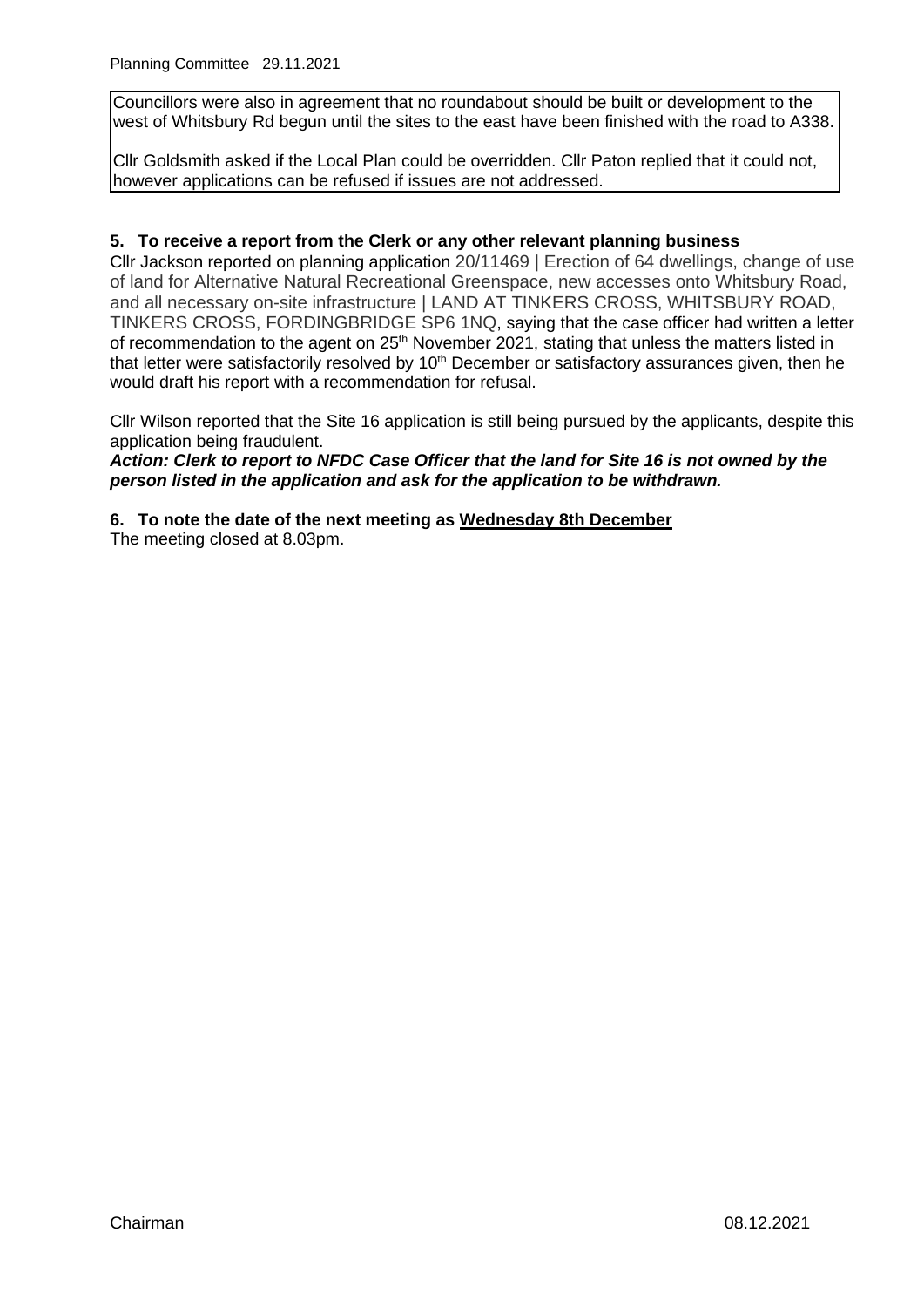Councillors were also in agreement that no roundabout should be built or development to the west of Whitsbury Rd begun until the sites to the east have been finished with the road to A338.

Cllr Goldsmith asked if the Local Plan could be overridden. Cllr Paton replied that it could not, however applications can be refused if issues are not addressed.

### 5. To receive a report from the Clerk or any other relevant planning business

Cllr Jackson reported on planning application 20/11469 | Erection of 64 dwellings, change of use of land for Alternative Natural Recreational Greenspace, new accesses onto Whitsbury Road, and all necessary on-site infrastructure | LAND AT TINKERS CROSS, WHITSBURY ROAD, TINKERS CROSS, FORDINGBRIDGE SP6 1NQ, saying that the case officer had written a letter of recommendation to the agent on 25th November 2021, stating that unless the matters listed in that letter were satisfactorily resolved by 10th December or satisfactory assurances given, then he would draft his report with a recommendation for refusal.

Cllr Wilson reported that the Site 16 application is still being pursued by the applicants, despite this application being fraudulent.

***Action: Clerk to report to NFDC Case Officer that the land for Site 16 is not owned by the person listed in the application and ask for the application to be withdrawn.***

### 6. To note the date of the next meeting as Wednesday 8th December

The meeting closed at 8.03pm.

Chairman 08.12.2021